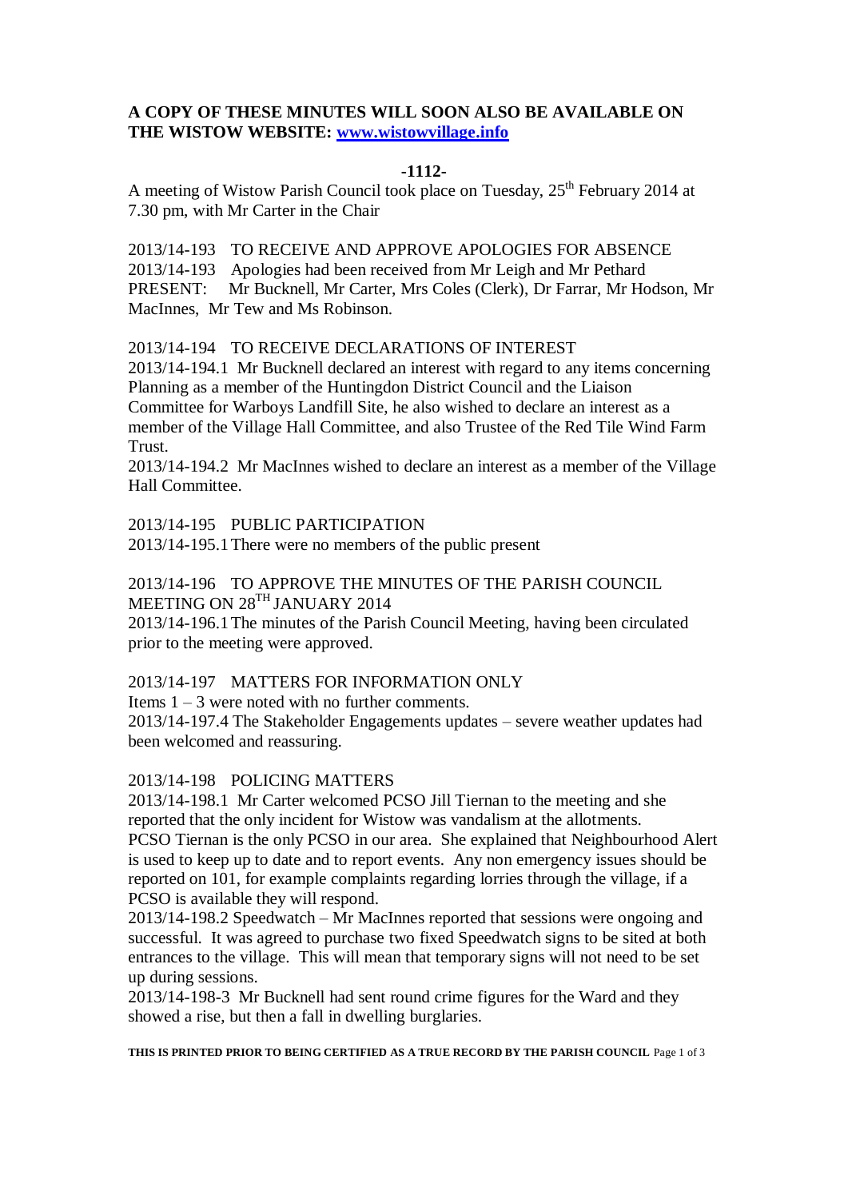**A COPY OF THESE MINUTES WILL SOON ALSO BE AVAILABLE ON THE WISTOW WEBSITE: [www.wistowvillage.info](http://www.wistowvillage.info)**

**-1112-**

A meeting of Wistow Parish Council took place on Tuesday, 25th February 2014 at 7.30 pm, with Mr Carter in the Chair

2013/14-193 TO RECEIVE AND APPROVE APOLOGIES FOR ABSENCE
2013/14-193 Apologies had been received from Mr Leigh and Mr Pethard
PRESENT: Mr Bucknell, Mr Carter, Mrs Coles (Clerk), Dr Farrar, Mr Hodson, Mr MacInnes, Mr Tew and Ms Robinson.

2013/14-194 TO RECEIVE DECLARATIONS OF INTEREST
2013/14-194.1 Mr Bucknell declared an interest with regard to any items concerning Planning as a member of the Huntingdon District Council and the Liaison Committee for Warboys Landfill Site, he also wished to declare an interest as a member of the Village Hall Committee, and also Trustee of the Red Tile Wind Farm Trust.
2013/14-194.2 Mr MacInnes wished to declare an interest as a member of the Village Hall Committee.

2013/14-195 PUBLIC PARTICIPATION
2013/14-195.1 There were no members of the public present

2013/14-196 TO APPROVE THE MINUTES OF THE PARISH COUNCIL MEETING ON 28TH JANUARY 2014
2013/14-196.1 The minutes of the Parish Council Meeting, having been circulated prior to the meeting were approved.

2013/14-197 MATTERS FOR INFORMATION ONLY
Items 1 – 3 were noted with no further comments.
2013/14-197.4 The Stakeholder Engagements updates – severe weather updates had been welcomed and reassuring.

2013/14-198 POLICING MATTERS
2013/14-198.1 Mr Carter welcomed PCSO Jill Tiernan to the meeting and she reported that the only incident for Wistow was vandalism at the allotments. PCSO Tiernan is the only PCSO in our area. She explained that Neighbourhood Alert is used to keep up to date and to report events. Any non emergency issues should be reported on 101, for example complaints regarding lorries through the village, if a PCSO is available they will respond.
2013/14-198.2 Speedwatch – Mr MacInnes reported that sessions were ongoing and successful. It was agreed to purchase two fixed Speedwatch signs to be sited at both entrances to the village. This will mean that temporary signs will not need to be set up during sessions.
2013/14-198-3 Mr Bucknell had sent round crime figures for the Ward and they showed a rise, but then a fall in dwelling burglaries.

**THIS IS PRINTED PRIOR TO BEING CERTIFIED AS A TRUE RECORD BY THE PARISH COUNCIL**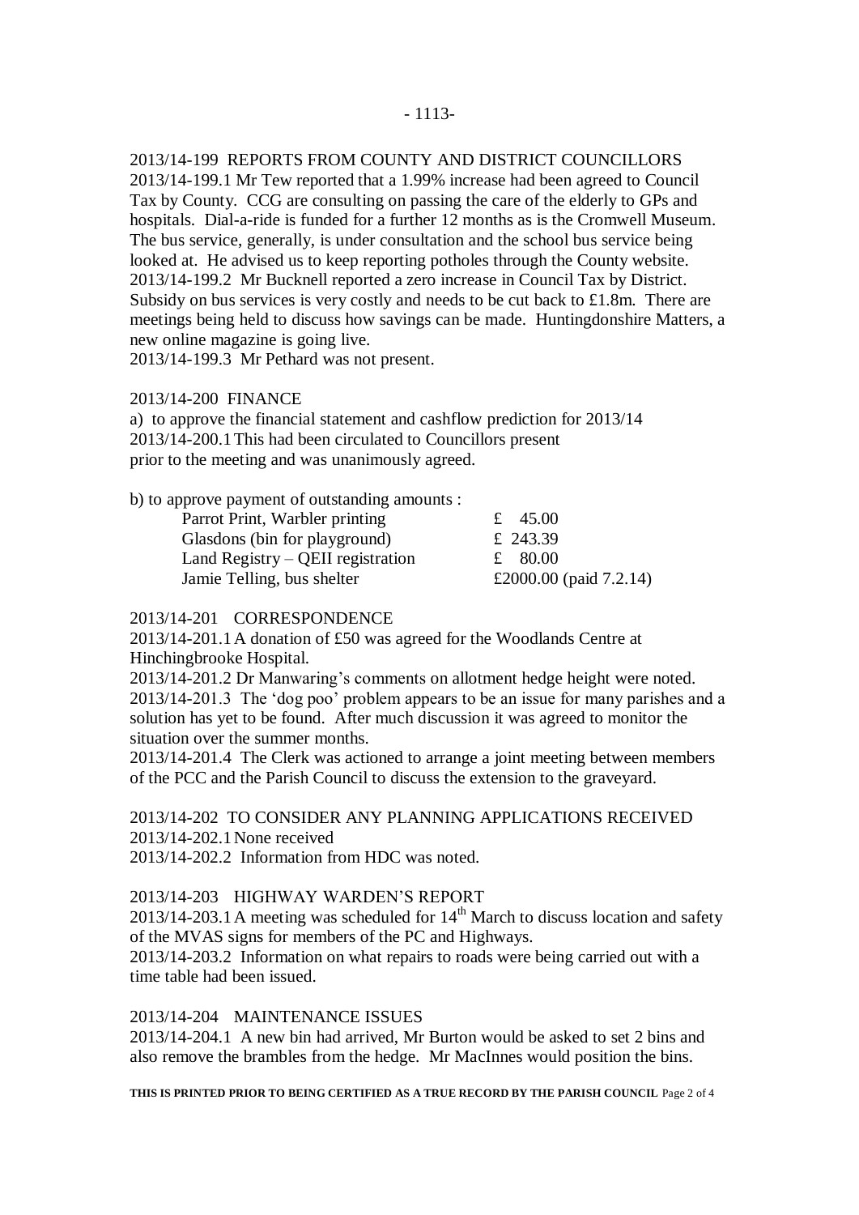2013/14-199 REPORTS FROM COUNTY AND DISTRICT COUNCILLORS

2013/14-199.1 Mr Tew reported that a 1.99% increase had been agreed to Council Tax by County. CCG are consulting on passing the care of the elderly to GPs and hospitals. Dial-a-ride is funded for a further 12 months as is the Cromwell Museum. The bus service, generally, is under consultation and the school bus service being looked at. He advised us to keep reporting potholes through the County website.

2013/14-199.2 Mr Bucknell reported a zero increase in Council Tax by District. Subsidy on bus services is very costly and needs to be cut back to £1.8m. There are meetings being held to discuss how savings can be made. Huntingdonshire Matters, a new online magazine is going live.

2013/14-199.3 Mr Pethard was not present.

2013/14-200 FINANCE

a) to approve the financial statement and cashflow prediction for 2013/14

2013/14-200.1 This had been circulated to Councillors present prior to the meeting and was unanimously agreed.

b) to approve payment of outstanding amounts :

| | |
|---|---|
| Parrot Print, Warbler printing | £ 45.00 |
| Glasdons (bin for playground) | £ 243.39 |
| Land Registry – QEII registration | £ 80.00 |
| Jamie Telling, bus shelter | £2000.00 (paid 7.2.14) |

2013/14-201 CORRESPONDENCE

2013/14-201.1 A donation of £50 was agreed for the Woodlands Centre at Hinchingbrooke Hospital.

2013/14-201.2 Dr Manwaring's comments on allotment hedge height were noted.

2013/14-201.3 The 'dog poo' problem appears to be an issue for many parishes and a solution has yet to be found. After much discussion it was agreed to monitor the situation over the summer months.

2013/14-201.4 The Clerk was actioned to arrange a joint meeting between members of the PCC and the Parish Council to discuss the extension to the graveyard.

2013/14-202 TO CONSIDER ANY PLANNING APPLICATIONS RECEIVED

2013/14-202.1 None received

2013/14-202.2 Information from HDC was noted.

2013/14-203 HIGHWAY WARDEN'S REPORT

2013/14-203.1 A meeting was scheduled for 14th March to discuss location and safety of the MVAS signs for members of the PC and Highways.

2013/14-203.2 Information on what repairs to roads were being carried out with a time table had been issued.

2013/14-204 MAINTENANCE ISSUES

2013/14-204.1 A new bin had arrived, Mr Burton would be asked to set 2 bins and also remove the brambles from the hedge. Mr MacInnes would position the bins.

**THIS IS PRINTED PRIOR TO BEING CERTIFIED AS A TRUE RECORD BY THE PARISH COUNCIL**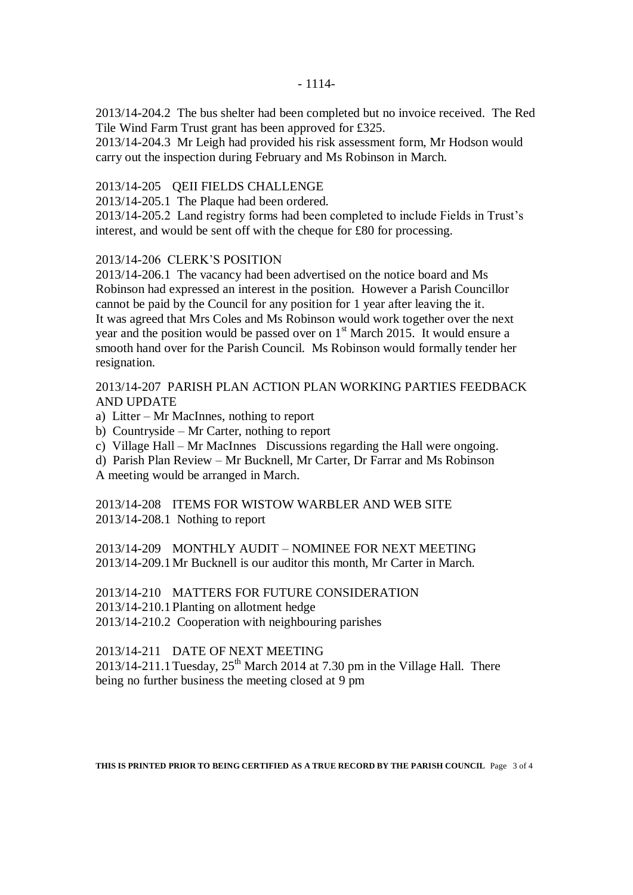2013/14-204.2 The bus shelter had been completed but no invoice received. The Red Tile Wind Farm Trust grant has been approved for £325.
2013/14-204.3 Mr Leigh had provided his risk assessment form, Mr Hodson would carry out the inspection during February and Ms Robinson in March.

2013/14-205 QEII FIELDS CHALLENGE
2013/14-205.1 The Plaque had been ordered.
2013/14-205.2 Land registry forms had been completed to include Fields in Trust's interest, and would be sent off with the cheque for £80 for processing.

2013/14-206 CLERK'S POSITION
2013/14-206.1 The vacancy had been advertised on the notice board and Ms Robinson had expressed an interest in the position. However a Parish Councillor cannot be paid by the Council for any position for 1 year after leaving the it. It was agreed that Mrs Coles and Ms Robinson would work together over the next year and the position would be passed over on 1st March 2015. It would ensure a smooth hand over for the Parish Council. Ms Robinson would formally tender her resignation.

2013/14-207 PARISH PLAN ACTION PLAN WORKING PARTIES FEEDBACK AND UPDATE
a) Litter – Mr MacInnes, nothing to report
b) Countryside – Mr Carter, nothing to report
c) Village Hall – Mr MacInnes Discussions regarding the Hall were ongoing.
d) Parish Plan Review – Mr Bucknell, Mr Carter, Dr Farrar and Ms Robinson
A meeting would be arranged in March.

2013/14-208 ITEMS FOR WISTOW WARBLER AND WEB SITE
2013/14-208.1 Nothing to report

2013/14-209 MONTHLY AUDIT – NOMINEE FOR NEXT MEETING
2013/14-209.1 Mr Bucknell is our auditor this month, Mr Carter in March.

2013/14-210 MATTERS FOR FUTURE CONSIDERATION
2013/14-210.1 Planting on allotment hedge
2013/14-210.2 Cooperation with neighbouring parishes

2013/14-211 DATE OF NEXT MEETING
2013/14-211.1 Tuesday, 25th March 2014 at 7.30 pm in the Village Hall. There being no further business the meeting closed at 9 pm

**THIS IS PRINTED PRIOR TO BEING CERTIFIED AS A TRUE RECORD BY THE PARISH COUNCIL**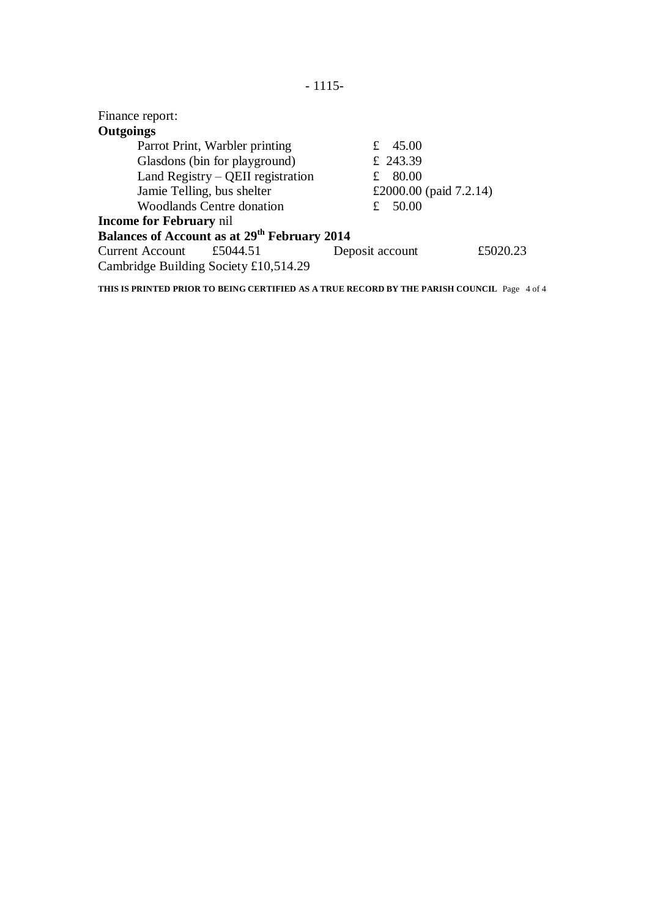Finance report:

**Outgoings**

| | |
|---|---|
| Parrot Print, Warbler printing | £ 45.00 |
| Glasdons (bin for playground) | £ 243.39 |
| Land Registry – QEII registration | £ 80.00 |
| Jamie Telling, bus shelter | £2000.00 (paid 7.2.14) |
| Woodlands Centre donation | £ 50.00 |

**Income for February** nil

**Balances of Account as at 29th February 2014**

Current Account £5044.51 Deposit account £5020.23

Cambridge Building Society £10,514.29

**THIS IS PRINTED PRIOR TO BEING CERTIFIED AS A TRUE RECORD BY THE PARISH COUNCIL**